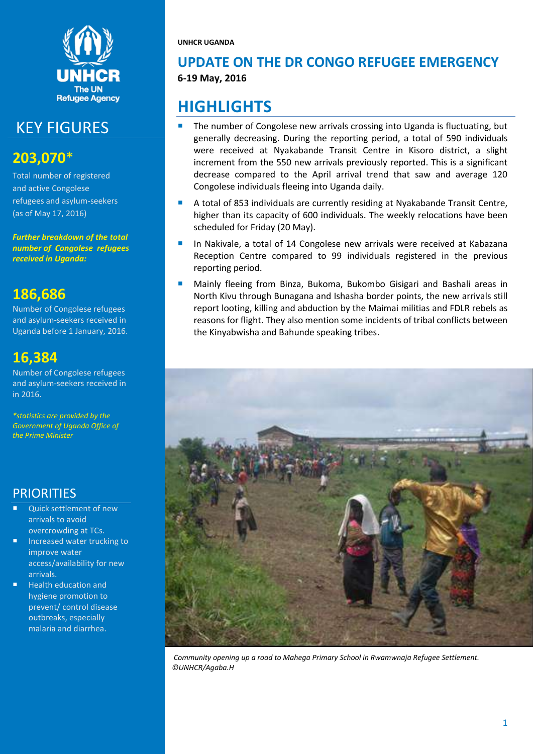UNHCR UGANDA

# UPDATE ON THE DR CONGO REFUGEE EMERGENCY

**6-19 May, 2016**

## HIGHLIGHTS

- The number of Congolese new arrivals crossing into Uganda is fluctuating, but generally decreasing. During the reporting period, a total of 590 individuals were received at Nyakabande Transit Centre in Kisoro district, a slight increment from the 550 new arrivals previously reported. This is a significant decrease compared to the April arrival trend that saw and average 120 Congolese individuals fleeing into Uganda daily.
- A total of 853 individuals are currently residing at Nyakabande Transit Centre, higher than its capacity of 600 individuals. The weekly relocations have been scheduled for Friday (20 May).
- In Nakivale, a total of 14 Congolese new arrivals were received at Kabazana Reception Centre compared to 99 individuals registered in the previous reporting period.
- Mainly fleeing from Binza, Bukoma, Bukombo Gisigari and Bashali areas in North Kivu through Bunagana and Ishasha border points, the new arrivals still report looting, killing and abduction by the Maimai militias and FDLR rebels as reasons for flight. They also mention some incidents of tribal conflicts between the Kinyabwisha and Bahunde speaking tribes.

*Community opening up a road to Mahega Primary School in Rwamwnaja Refugee Settlement. ©UNHCR/Agaba.H*

## KEY FIGURES

**203,070***

Total number of registered and active Congolese refugees and asylum-seekers (as of May 17, 2016)

***Further breakdown of the total number of Congolese refugees received in Uganda:***

**186,686**

Number of Congolese refugees and asylum-seekers received in Uganda before 1 January, 2016.

**16,384**

Number of Congolese refugees and asylum-seekers received in in 2016.

*\*statistics are provided by the Government of Uganda Office of the Prime Minister*

## PRIORITIES

- Quick settlement of new arrivals to avoid overcrowding at TCs.
- Increased water trucking to improve water access/availability for new arrivals.
- Health education and hygiene promotion to prevent/ control disease outbreaks, especially malaria and diarrhea.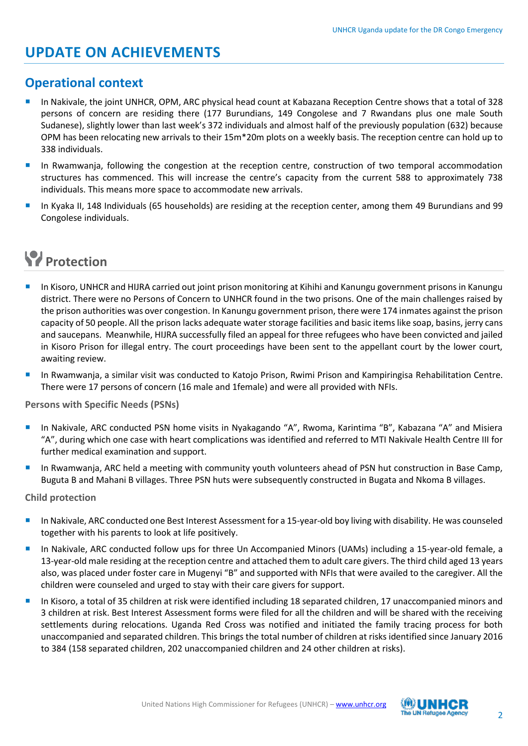# UPDATE ON ACHIEVEMENTS

## Operational context

- In Nakivale, the joint UNHCR, OPM, ARC physical head count at Kabazana Reception Centre shows that a total of 328 persons of concern are residing there (177 Burundians, 149 Congolese and 7 Rwandans plus one male South Sudanese), slightly lower than last week's 372 individuals and almost half of the previously population (632) because OPM has been relocating new arrivals to their 15m*20m plots on a weekly basis. The reception centre can hold up to 338 individuals.
- In Rwamwanja, following the congestion at the reception centre, construction of two temporal accommodation structures has commenced. This will increase the centre's capacity from the current 588 to approximately 738 individuals. This means more space to accommodate new arrivals.
- In Kyaka II, 148 Individuals (65 households) are residing at the reception center, among them 49 Burundians and 99 Congolese individuals.

## Protection

- In Kisoro, UNHCR and HIJRA carried out joint prison monitoring at Kihihi and Kanungu government prisons in Kanungu district. There were no Persons of Concern to UNHCR found in the two prisons. One of the main challenges raised by the prison authorities was over congestion. In Kanungu government prison, there were 174 inmates against the prison capacity of 50 people. All the prison lacks adequate water storage facilities and basic items like soap, basins, jerry cans and saucepans. Meanwhile, HIJRA successfully filed an appeal for three refugees who have been convicted and jailed in Kisoro Prison for illegal entry. The court proceedings have been sent to the appellant court by the lower court, awaiting review.
- In Rwamwanja, a similar visit was conducted to Katojo Prison, Rwimi Prison and Kampiringisa Rehabilitation Centre. There were 17 persons of concern (16 male and 1female) and were all provided with NFIs.

### Persons with Specific Needs (PSNs)

- In Nakivale, ARC conducted PSN home visits in Nyakagando "A", Rwoma, Karintima "B", Kabazana "A" and Misiera "A", during which one case with heart complications was identified and referred to MTI Nakivale Health Centre III for further medical examination and support.
- In Rwamwanja, ARC held a meeting with community youth volunteers ahead of PSN hut construction in Base Camp, Buguta B and Mahani B villages. Three PSN huts were subsequently constructed in Bugata and Nkoma B villages.

### Child protection

- In Nakivale, ARC conducted one Best Interest Assessment for a 15-year-old boy living with disability. He was counseled together with his parents to look at life positively.
- In Nakivale, ARC conducted follow ups for three Un Accompanied Minors (UAMs) including a 15-year-old female, a 13-year-old male residing at the reception centre and attached them to adult care givers. The third child aged 13 years also, was placed under foster care in Mugenyi "B" and supported with NFIs that were availed to the caregiver. All the children were counseled and urged to stay with their care givers for support.
- In Kisoro, a total of 35 children at risk were identified including 18 separated children, 17 unaccompanied minors and 3 children at risk. Best Interest Assessment forms were filed for all the children and will be shared with the receiving settlements during relocations. Uganda Red Cross was notified and initiated the family tracing process for both unaccompanied and separated children. This brings the total number of children at risks identified since January 2016 to 384 (158 separated children, 202 unaccompanied children and 24 other children at risks).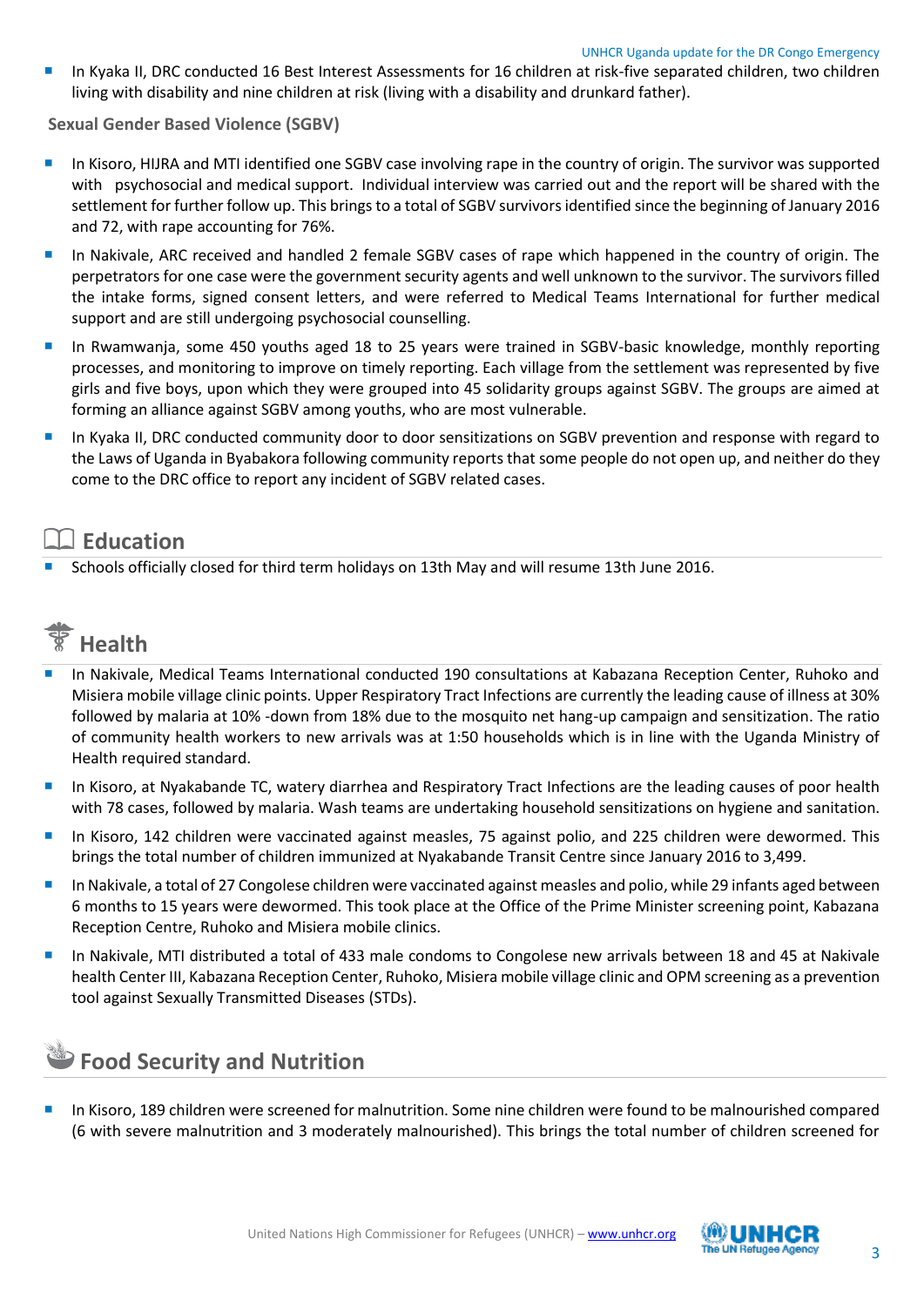- In Kyaka II, DRC conducted 16 Best Interest Assessments for 16 children at risk-five separated children, two children living with disability and nine children at risk (living with a disability and drunkard father).

**Sexual Gender Based Violence (SGBV)**

- In Kisoro, HIJRA and MTI identified one SGBV case involving rape in the country of origin. The survivor was supported with psychosocial and medical support. Individual interview was carried out and the report will be shared with the settlement for further follow up. This brings to a total of SGBV survivors identified since the beginning of January 2016 and 72, with rape accounting for 76%.
- In Nakivale, ARC received and handled 2 female SGBV cases of rape which happened in the country of origin. The perpetrators for one case were the government security agents and well unknown to the survivor. The survivors filled the intake forms, signed consent letters, and were referred to Medical Teams International for further medical support and are still undergoing psychosocial counselling.
- In Rwamwanja, some 450 youths aged 18 to 25 years were trained in SGBV-basic knowledge, monthly reporting processes, and monitoring to improve on timely reporting. Each village from the settlement was represented by five girls and five boys, upon which they were grouped into 45 solidarity groups against SGBV. The groups are aimed at forming an alliance against SGBV among youths, who are most vulnerable.
- In Kyaka II, DRC conducted community door to door sensitizations on SGBV prevention and response with regard to the Laws of Uganda in Byabakora following community reports that some people do not open up, and neither do they come to the DRC office to report any incident of SGBV related cases.

## Education

- Schools officially closed for third term holidays on 13th May and will resume 13th June 2016.

## Health

- In Nakivale, Medical Teams International conducted 190 consultations at Kabazana Reception Center, Ruhoko and Misiera mobile village clinic points. Upper Respiratory Tract Infections are currently the leading cause of illness at 30% followed by malaria at 10% -down from 18% due to the mosquito net hang-up campaign and sensitization. The ratio of community health workers to new arrivals was at 1:50 households which is in line with the Uganda Ministry of Health required standard.
- In Kisoro, at Nyakabande TC, watery diarrhea and Respiratory Tract Infections are the leading causes of poor health with 78 cases, followed by malaria. Wash teams are undertaking household sensitizations on hygiene and sanitation.
- In Kisoro, 142 children were vaccinated against measles, 75 against polio, and 225 children were dewormed. This brings the total number of children immunized at Nyakabande Transit Centre since January 2016 to 3,499.
- In Nakivale, a total of 27 Congolese children were vaccinated against measles and polio, while 29 infants aged between 6 months to 15 years were dewormed. This took place at the Office of the Prime Minister screening point, Kabazana Reception Centre, Ruhoko and Misiera mobile clinics.
- In Nakivale, MTI distributed a total of 433 male condoms to Congolese new arrivals between 18 and 45 at Nakivale health Center III, Kabazana Reception Center, Ruhoko, Misiera mobile village clinic and OPM screening as a prevention tool against Sexually Transmitted Diseases (STDs).

## Food Security and Nutrition

- In Kisoro, 189 children were screened for malnutrition. Some nine children were found to be malnourished compared (6 with severe malnutrition and 3 moderately malnourished). This brings the total number of children screened for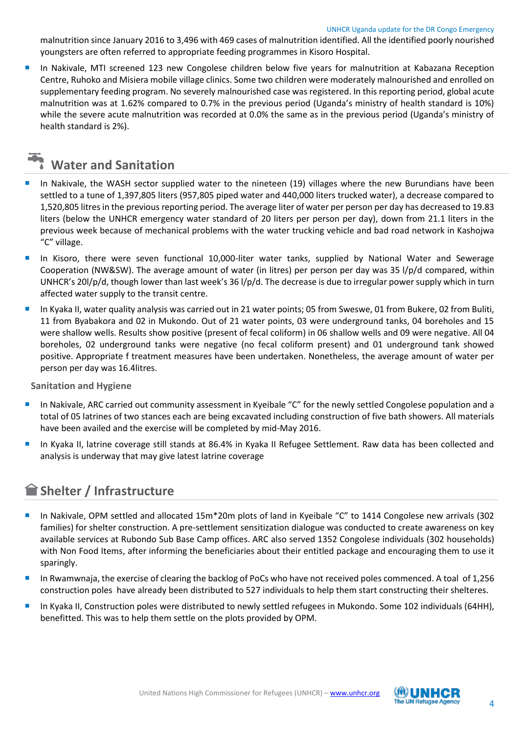malnutrition since January 2016 to 3,496 with 469 cases of malnutrition identified. All the identified poorly nourished youngsters are often referred to appropriate feeding programmes in Kisoro Hospital.

- In Nakivale, MTI screened 123 new Congolese children below five years for malnutrition at Kabazana Reception Centre, Ruhoko and Misiera mobile village clinics. Some two children were moderately malnourished and enrolled on supplementary feeding program. No severely malnourished case was registered. In this reporting period, global acute malnutrition was at 1.62% compared to 0.7% in the previous period (Uganda's ministry of health standard is 10%) while the severe acute malnutrition was recorded at 0.0% the same as in the previous period (Uganda's ministry of health standard is 2%).

## Water and Sanitation

- In Nakivale, the WASH sector supplied water to the nineteen (19) villages where the new Burundians have been settled to a tune of 1,397,805 liters (957,805 piped water and 440,000 liters trucked water), a decrease compared to 1,520,805 litres in the previous reporting period. The average liter of water per person per day has decreased to 19.83 liters (below the UNHCR emergency water standard of 20 liters per person per day), down from 21.1 liters in the previous week because of mechanical problems with the water trucking vehicle and bad road network in Kashojwa "C" village.
- In Kisoro, there were seven functional 10,000-liter water tanks, supplied by National Water and Sewerage Cooperation (NW&SW). The average amount of water (in litres) per person per day was 35 l/p/d compared, within UNHCR's 20l/p/d, though lower than last week's 36 l/p/d. The decrease is due to irregular power supply which in turn affected water supply to the transit centre.
- In Kyaka II, water quality analysis was carried out in 21 water points; 05 from Sweswe, 01 from Bukere, 02 from Buliti, 11 from Byabakora and 02 in Mukondo. Out of 21 water points, 03 were underground tanks, 04 boreholes and 15 were shallow wells. Results show positive (present of fecal coliform) in 06 shallow wells and 09 were negative. All 04 boreholes, 02 underground tanks were negative (no fecal coliform present) and 01 underground tank showed positive. Appropriate f treatment measures have been undertaken. Nonetheless, the average amount of water per person per day was 16.4litres.

### Sanitation and Hygiene

- In Nakivale, ARC carried out community assessment in Kyeibale "C" for the newly settled Congolese population and a total of 05 latrines of two stances each are being excavated including construction of five bath showers. All materials have been availed and the exercise will be completed by mid-May 2016.
- In Kyaka II, latrine coverage still stands at 86.4% in Kyaka II Refugee Settlement. Raw data has been collected and analysis is underway that may give latest latrine coverage

## Shelter / Infrastructure

- In Nakivale, OPM settled and allocated 15m*20m plots of land in Kyeibale "C" to 1414 Congolese new arrivals (302 families) for shelter construction. A pre-settlement sensitization dialogue was conducted to create awareness on key available services at Rubondo Sub Base Camp offices. ARC also served 1352 Congolese individuals (302 households) with Non Food Items, after informing the beneficiaries about their entitled package and encouraging them to use it sparingly.
- In Rwamwnaja, the exercise of clearing the backlog of PoCs who have not received poles commenced. A toal of 1,256 construction poles have already been distributed to 527 individuals to help them start constructing their shelteres.
- In Kyaka II, Construction poles were distributed to newly settled refugees in Mukondo. Some 102 individuals (64HH), benefitted. This was to help them settle on the plots provided by OPM.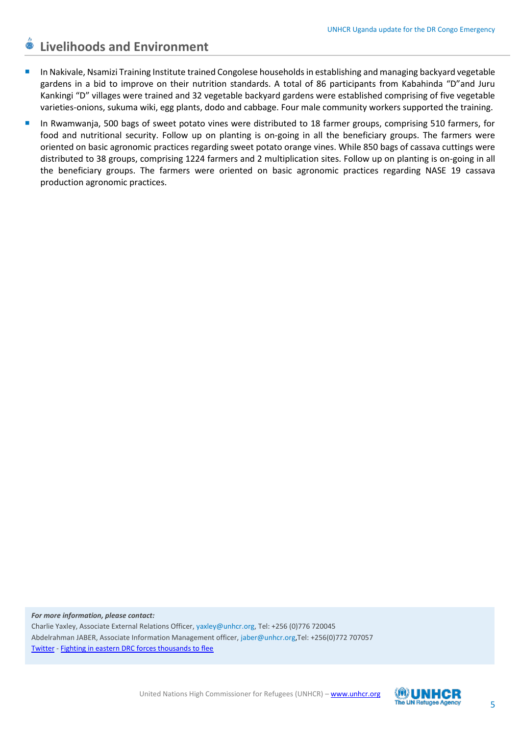## Livelihoods and Environment

- In Nakivale, Nsamizi Training Institute trained Congolese households in establishing and managing backyard vegetable gardens in a bid to improve on their nutrition standards. A total of 86 participants from Kabahinda "D"and Juru Kankingi "D" villages were trained and 32 vegetable backyard gardens were established comprising of five vegetable varieties-onions, sukuma wiki, egg plants, dodo and cabbage. Four male community workers supported the training.
- In Rwamwanja, 500 bags of sweet potato vines were distributed to 18 farmer groups, comprising 510 farmers, for food and nutritional security. Follow up on planting is on-going in all the beneficiary groups. The farmers were oriented on basic agronomic practices regarding sweet potato orange vines. While 850 bags of cassava cuttings were distributed to 38 groups, comprising 1224 farmers and 2 multiplication sites. Follow up on planting is on-going in all the beneficiary groups. The farmers were oriented on basic agronomic practices regarding NASE 19 cassava production agronomic practices.

***For more information, please contact:***
Charlie Yaxley, Associate External Relations Officer, yaxley@unhcr.org, Tel: +256 (0)776 720045
Abdelrahman JABER, Associate Information Management officer, jaber@unhcr.org,Tel: +256(0)772 707057
Twitter - Fighting in eastern DRC forces thousands to flee

United Nations High Commissioner for Refugees (UNHCR) – www.unhcr.org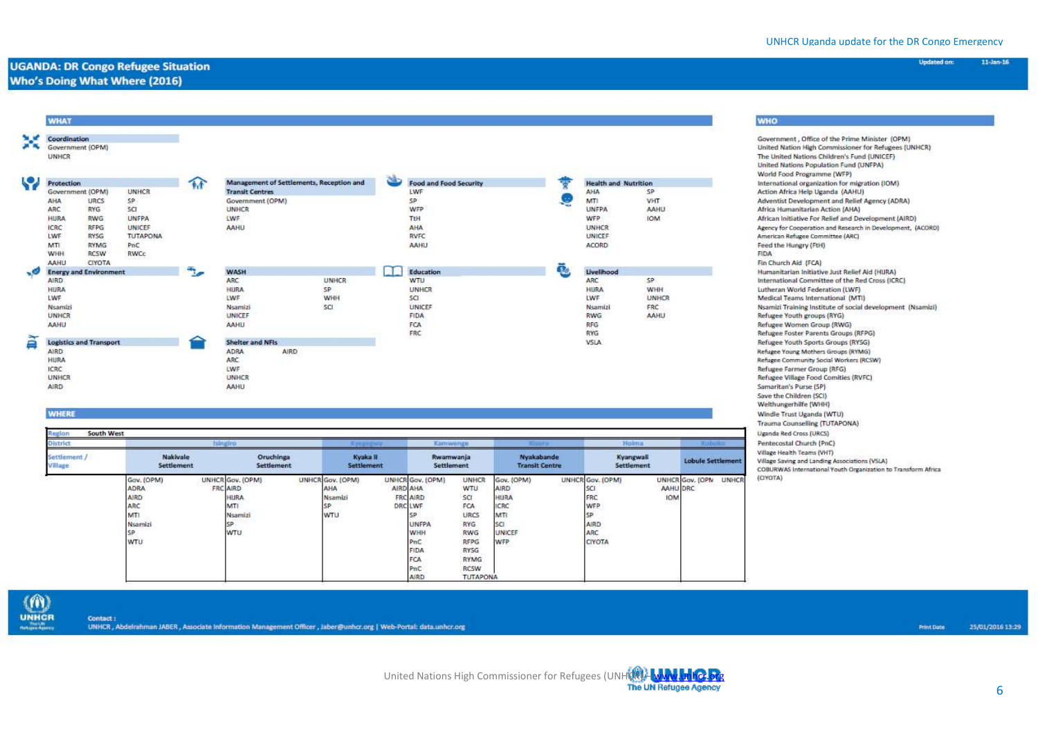## UGANDA: DR Congo Refugee Situation
## Who's Doing What Where (2016)

Updated on: 11-Jan-16

### WHAT

**Coordination**
Government (OPM)
UNHCR

**Protection**
Government (OPM), UNHCR, AHA, URCS, SP, ARC, RYG, SCI, HIJRA, RWG, UNFPA, ICRC, RFPG, UNICEF, LWF, RYSG, TUTAPONA, MTI, RYMG, PnC, WHH, RCSW, RWCc, AAHU, CIYOTA

**Management of Settlements, Reception and Transit Centres**
Government (OPM), UNHCR, LWF, AAHU

**Food and Food Security**
LWF, SP, WFP, TtH, AHA, RVFC, AAHU

**Health and Nutrition**
AHA, SP, MTI, VHT, UNFPA, AAHU, WFP, IOM, UNHCR, UNICEF, ACORD

**Energy and Environment**
AIRD, HIJRA, LWF, Nsamizi, UNHCR, AAHU

**WASH**
ARC, UNHCR, HIJRA, SP, LWF, WHH, Nsamizi, SCI, UNICEF, AAHU

**Education**
WTU, UNHCR, SCI, UNICEF, FIDA, FCA, FRC

**Livelihood**
ARC, SP, HIJRA, WHH, LWF, UNHCR, Nsamizi, FRC, RWG, AAHU, RFG, RYG, VSLA

**Logistics and Transport**
AIRD, HIJRA, ICRC, UNHCR, AIRD

**Shelter and NFIs**
ADRA, AIRD, ARC, LWF, UNHCR, AAHU

### WHO

Government , Office of the Prime Minister (OPM)
United Nation High Commissioner for Refugees (UNHCR)
The United Nations Children's Fund (UNICEF)
United Nations Population Fund (UNFPA)
World Food Programme (WFP)
International organization for migration (IOM)
Action Africa Help Uganda (AAHU)
Adventist Development and Relief Agency (ADRA)
Africa Humanitarian Action (AHA)
African Initiative For Relief and Development (AIRD)
Agency for Cooperation and Research in Development, (ACORD)
American Refugee Committee (ARC)
Feed the Hungry (FtH)
FIDA
Fin Church Aid (FCA)
Humanitarian Initiative Just Relief Aid (HIJRA)
International Committee of the Red Cross (ICRC)
Lutheran World Federation (LWF)
Medical Teams International (MTI)
Nsamizi Training Institute of social development (Nsamizi)
Refugee Youth groups (RYG)
Refugee Women Group (RWG)
Refugee Foster Parents Groups (RFPG)
Refugee Youth Sports Groups (RYSG)
Refugee Young Mothers Groups (RYMG)
Refugee Community Social Workers (RCSW)
Refugee Farmer Group (RFG)
Refugee Village Food Comities (RVFC)
Samaritan's Purse (SP)
Save the Children (SCI)
Welthungerhilfe (WHH)
Windle Trust Uganda (WTU)
Trauma Counselling (TUTAPONA)
Uganda Red Cross (URCS)
Pentecostal Church (PnC)
Village Health Teams (VHT)
Village Saving and Landing Associations (VSLA)
COBURWAS International Youth Organization to Transform Africa (CIYOTA)

### WHERE

| Region | South West | | | | | | |
|---|---|---|---|---|---|---|---|
| District | Isingiro | | Kyegegwa | Kamwenge | Kisoro | Hoima | Koboko |
| Settlement / Village | Nakivale Settlement | Oruchinga Settlement | Kyaka II Settlement | Rwamwanja Settlement | Nyakabande Transit Centre | Kyangwali Settlement | Lobule Settlement |
| | Gov. (OPM), UNHCR, ADRA, FRC, AIRD, ARC, MTI, Nsamizi, SP, WTU | Gov. (OPM), UNHCR, AIRD, HIJRA, MTI, Nsamizi, SP, WTU | Gov. (OPM), UNHCR, AHA, AIRD, Nsamizi, FRC, SP, DRC, WTU | Gov. (OPM), UNHCR, AHA, WTU, AIRD, SCI, LWF, FCA, SP, URCS, UNFPA, RYG, WHH, RWG, PnC, RFPG, FIDA, RYSG, FCA, RYMG, PnC, RCSW, AIRD, TUTAPONA | Gov. (OPM), UNHCR, AIRD, HIJRA, ICRC, MTI, SCI, UNICEF, WFP | Gov. (OPM), UNHCR, SCI, AAHU, FRC, IOM, WFP, SP, AIRD, ARC, CIYOTA | Gov. (OPM), UNHCR, DRC |

Contact : UNHCR , Abdelrahman JABER , Associate Information Management Officer , Jaber@unhcr.org | Web-Portal: data.unhcr.org

Print Date 25/01/2016 13:29